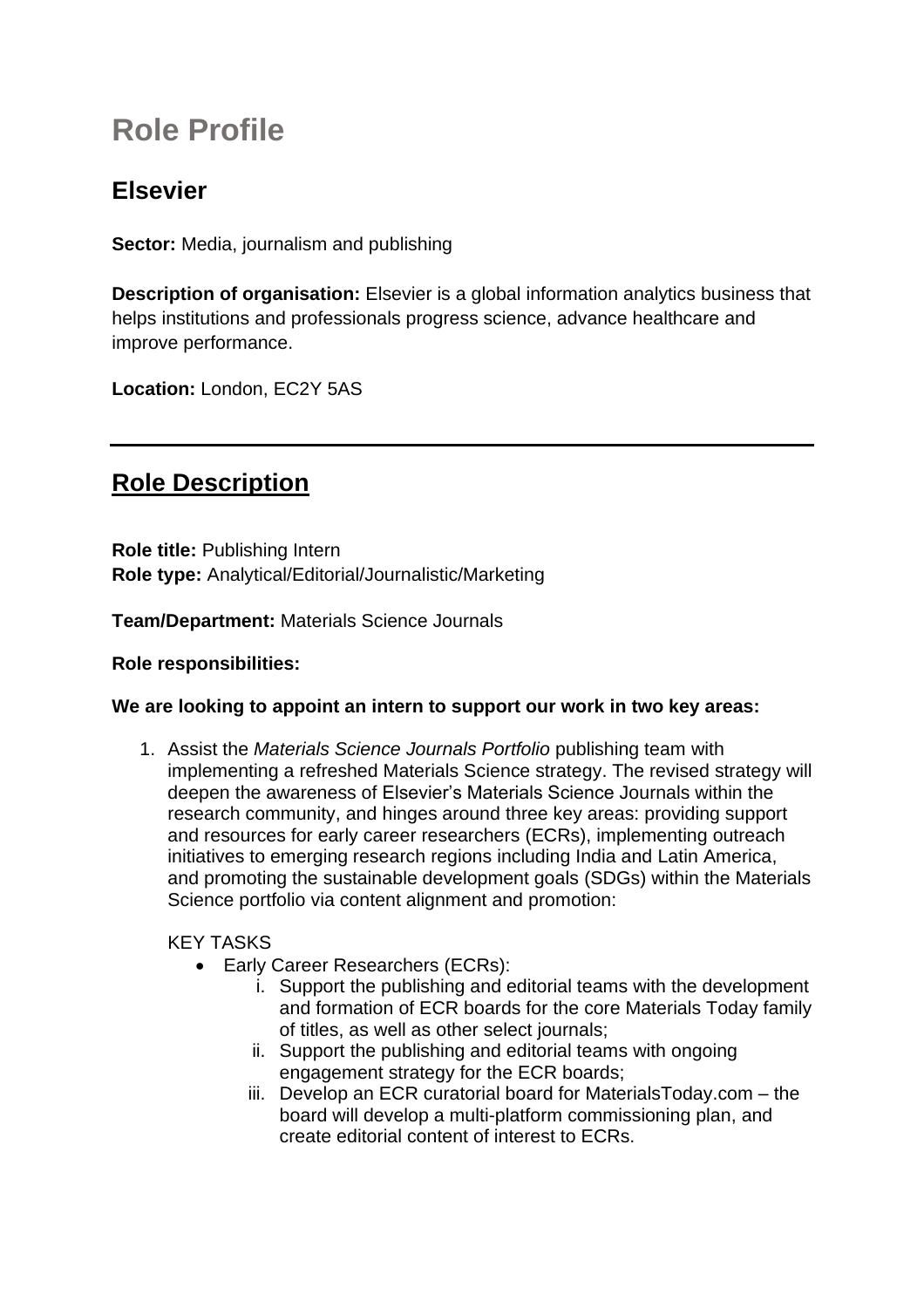# Role Profile

## Elsevier

**Sector:** Media, journalism and publishing

**Description of organisation:** Elsevier is a global information analytics business that helps institutions and professionals progress science, advance healthcare and improve performance.

**Location:** London, EC2Y 5AS

---

## Role Description

**Role title:** Publishing Intern
**Role type:** Analytical/Editorial/Journalistic/Marketing

**Team/Department:** Materials Science Journals

**Role responsibilities:**

**We are looking to appoint an intern to support our work in two key areas:**

1. Assist the *Materials Science Journals Portfolio* publishing team with implementing a refreshed Materials Science strategy. The revised strategy will deepen the awareness of Elsevier's Materials Science Journals within the research community, and hinges around three key areas: providing support and resources for early career researchers (ECRs), implementing outreach initiatives to emerging research regions including India and Latin America, and promoting the sustainable development goals (SDGs) within the Materials Science portfolio via content alignment and promotion:

   KEY TASKS

   - Early Career Researchers (ECRs):
     1. Support the publishing and editorial teams with the development and formation of ECR boards for the core Materials Today family of titles, as well as other select journals;
     2. Support the publishing and editorial teams with ongoing engagement strategy for the ECR boards;
     3. Develop an ECR curatorial board for MaterialsToday.com – the board will develop a multi-platform commissioning plan, and create editorial content of interest to ECRs.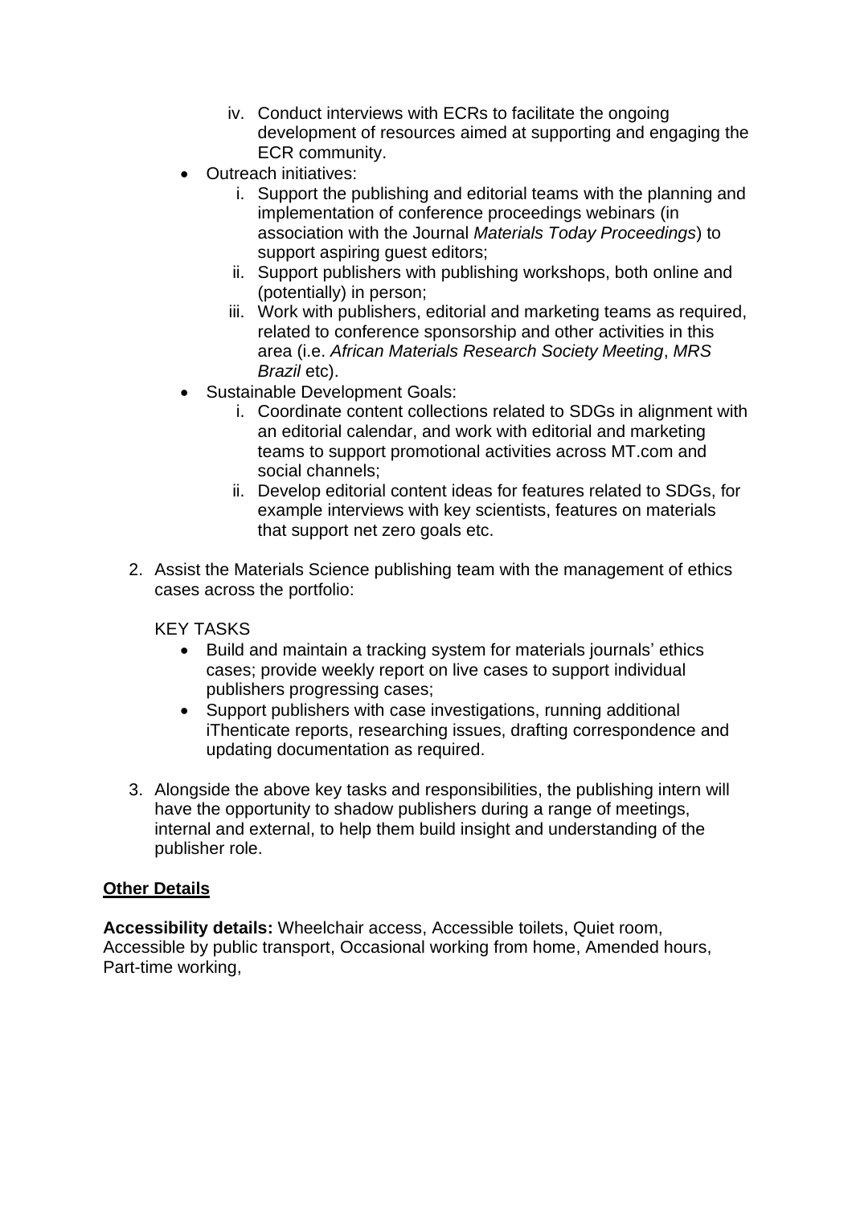iv. Conduct interviews with ECRs to facilitate the ongoing development of resources aimed at supporting and engaging the ECR community.

- Outreach initiatives:
   i. Support the publishing and editorial teams with the planning and implementation of conference proceedings webinars (in association with the Journal *Materials Today Proceedings*) to support aspiring guest editors;
   ii. Support publishers with publishing workshops, both online and (potentially) in person;
   iii. Work with publishers, editorial and marketing teams as required, related to conference sponsorship and other activities in this area (i.e. *African Materials Research Society Meeting*, *MRS Brazil* etc).
- Sustainable Development Goals:
   i. Coordinate content collections related to SDGs in alignment with an editorial calendar, and work with editorial and marketing teams to support promotional activities across MT.com and social channels;
   ii. Develop editorial content ideas for features related to SDGs, for example interviews with key scientists, features on materials that support net zero goals etc.

2. Assist the Materials Science publishing team with the management of ethics cases across the portfolio:

   KEY TASKS

   - Build and maintain a tracking system for materials journals' ethics cases; provide weekly report on live cases to support individual publishers progressing cases;
   - Support publishers with case investigations, running additional iThenticate reports, researching issues, drafting correspondence and updating documentation as required.

3. Alongside the above key tasks and responsibilities, the publishing intern will have the opportunity to shadow publishers during a range of meetings, internal and external, to help them build insight and understanding of the publisher role.

## Other Details

**Accessibility details:** Wheelchair access, Accessible toilets, Quiet room, Accessible by public transport, Occasional working from home, Amended hours, Part-time working,